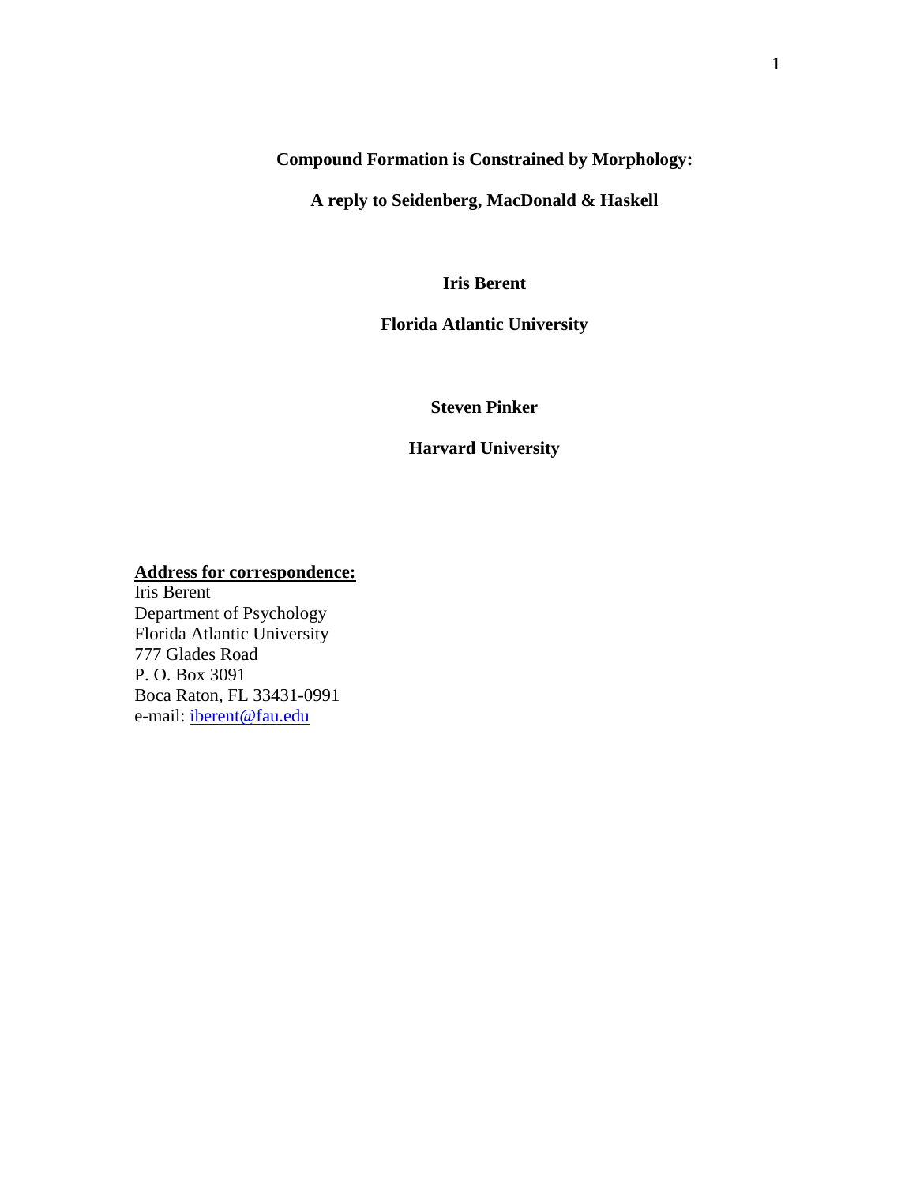# Compound Formation is Constrained by Morphology:

## A reply to Seidenberg, MacDonald & Haskell

**Iris Berent**

**Florida Atlantic University**

**Steven Pinker**

**Harvard University**

**Address for correspondence:**

Iris Berent
Department of Psychology
Florida Atlantic University
777 Glades Road
P. O. Box 3091
Boca Raton, FL 33431-0991
e-mail: iberent@fau.edu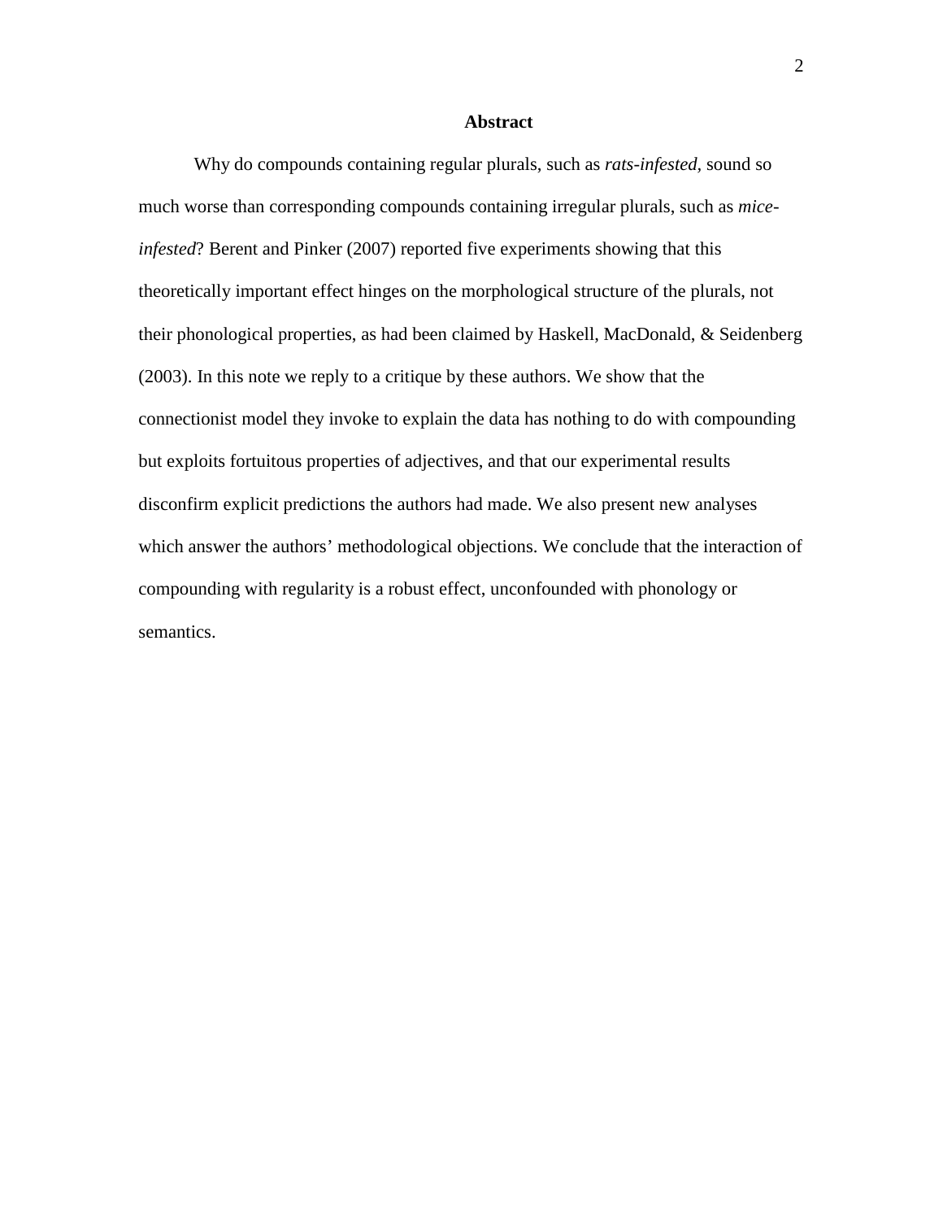## Abstract

Why do compounds containing regular plurals, such as *rats-infested*, sound so much worse than corresponding compounds containing irregular plurals, such as *mice-infested*? Berent and Pinker (2007) reported five experiments showing that this theoretically important effect hinges on the morphological structure of the plurals, not their phonological properties, as had been claimed by Haskell, MacDonald, & Seidenberg (2003). In this note we reply to a critique by these authors. We show that the connectionist model they invoke to explain the data has nothing to do with compounding but exploits fortuitous properties of adjectives, and that our experimental results disconfirm explicit predictions the authors had made. We also present new analyses which answer the authors' methodological objections. We conclude that the interaction of compounding with regularity is a robust effect, unconfounded with phonology or semantics.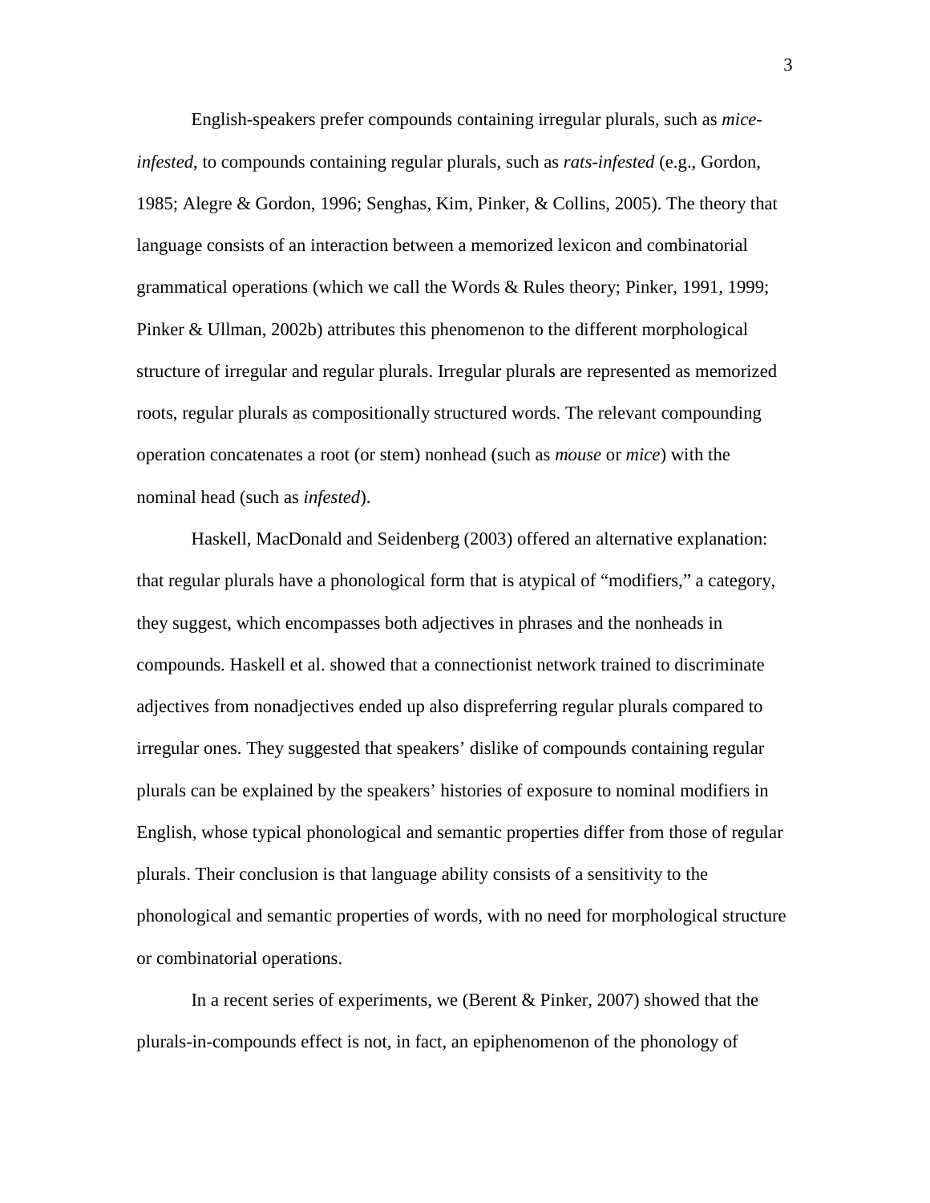English-speakers prefer compounds containing irregular plurals, such as *mice-infested*, to compounds containing regular plurals, such as *rats-infested* (e.g., Gordon, 1985; Alegre & Gordon, 1996; Senghas, Kim, Pinker, & Collins, 2005). The theory that language consists of an interaction between a memorized lexicon and combinatorial grammatical operations (which we call the Words & Rules theory; Pinker, 1991, 1999; Pinker & Ullman, 2002b) attributes this phenomenon to the different morphological structure of irregular and regular plurals. Irregular plurals are represented as memorized roots, regular plurals as compositionally structured words. The relevant compounding operation concatenates a root (or stem) nonhead (such as *mouse* or *mice*) with the nominal head (such as *infested*).

Haskell, MacDonald and Seidenberg (2003) offered an alternative explanation: that regular plurals have a phonological form that is atypical of "modifiers," a category, they suggest, which encompasses both adjectives in phrases and the nonheads in compounds. Haskell et al. showed that a connectionist network trained to discriminate adjectives from nonadjectives ended up also dispreferring regular plurals compared to irregular ones. They suggested that speakers' dislike of compounds containing regular plurals can be explained by the speakers' histories of exposure to nominal modifiers in English, whose typical phonological and semantic properties differ from those of regular plurals. Their conclusion is that language ability consists of a sensitivity to the phonological and semantic properties of words, with no need for morphological structure or combinatorial operations.

In a recent series of experiments, we (Berent & Pinker, 2007) showed that the plurals-in-compounds effect is not, in fact, an epiphenomenon of the phonology of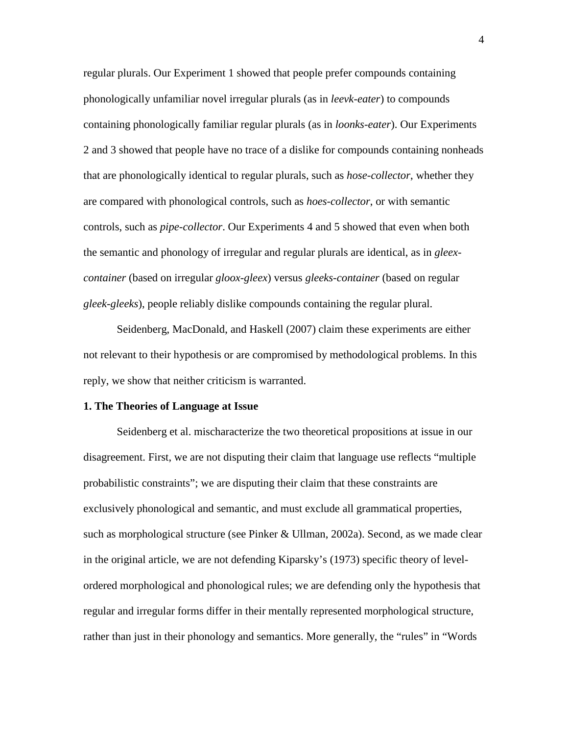regular plurals. Our Experiment 1 showed that people prefer compounds containing phonologically unfamiliar novel irregular plurals (as in *leevk-eater*) to compounds containing phonologically familiar regular plurals (as in *loonks-eater*). Our Experiments 2 and 3 showed that people have no trace of a dislike for compounds containing nonheads that are phonologically identical to regular plurals, such as *hose-collector*, whether they are compared with phonological controls, such as *hoes-collector*, or with semantic controls, such as *pipe-collector*. Our Experiments 4 and 5 showed that even when both the semantic and phonology of irregular and regular plurals are identical, as in *gleex-container* (based on irregular *gloox-gleex*) versus *gleeks-container* (based on regular *gleek-gleeks*), people reliably dislike compounds containing the regular plural.

Seidenberg, MacDonald, and Haskell (2007) claim these experiments are either not relevant to their hypothesis or are compromised by methodological problems. In this reply, we show that neither criticism is warranted.

**1. The Theories of Language at Issue**

Seidenberg et al. mischaracterize the two theoretical propositions at issue in our disagreement. First, we are not disputing their claim that language use reflects "multiple probabilistic constraints"; we are disputing their claim that these constraints are exclusively phonological and semantic, and must exclude all grammatical properties, such as morphological structure (see Pinker & Ullman, 2002a). Second, as we made clear in the original article, we are not defending Kiparsky's (1973) specific theory of level-ordered morphological and phonological rules; we are defending only the hypothesis that regular and irregular forms differ in their mentally represented morphological structure, rather than just in their phonology and semantics. More generally, the "rules" in "Words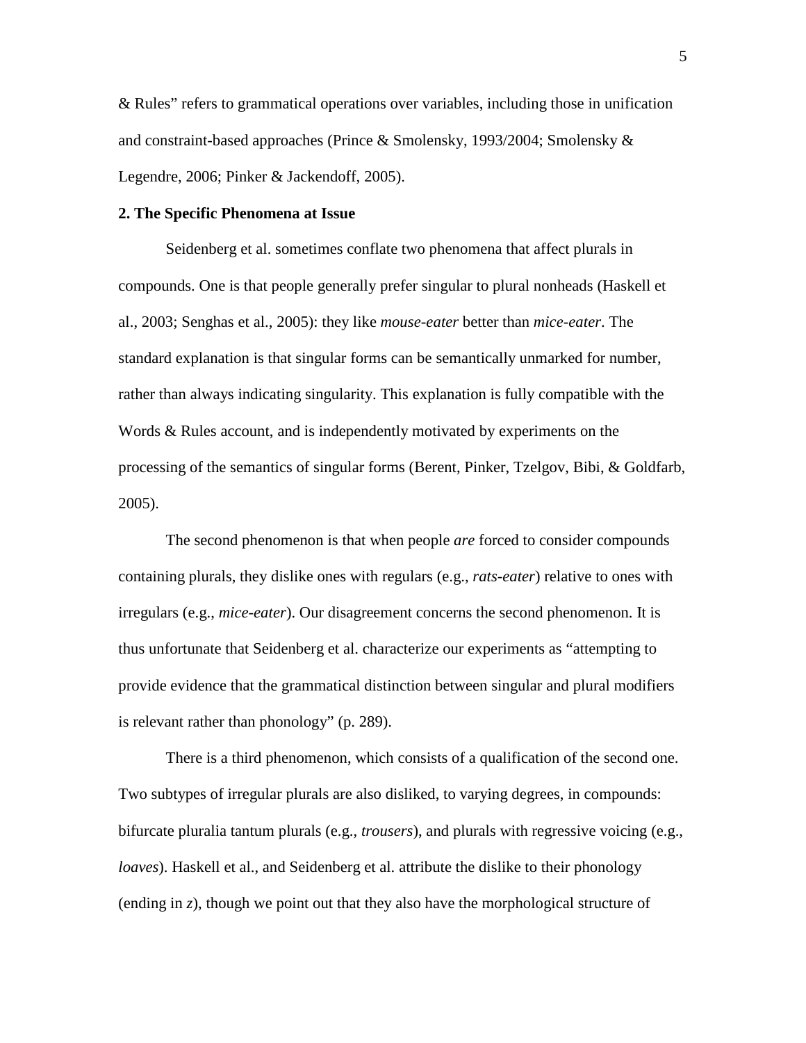& Rules" refers to grammatical operations over variables, including those in unification and constraint-based approaches (Prince & Smolensky, 1993/2004; Smolensky & Legendre, 2006; Pinker & Jackendoff, 2005).

**2. The Specific Phenomena at Issue**

Seidenberg et al. sometimes conflate two phenomena that affect plurals in compounds. One is that people generally prefer singular to plural nonheads (Haskell et al., 2003; Senghas et al., 2005): they like *mouse-eater* better than *mice-eater*. The standard explanation is that singular forms can be semantically unmarked for number, rather than always indicating singularity. This explanation is fully compatible with the Words & Rules account, and is independently motivated by experiments on the processing of the semantics of singular forms (Berent, Pinker, Tzelgov, Bibi, & Goldfarb, 2005).

The second phenomenon is that when people *are* forced to consider compounds containing plurals, they dislike ones with regulars (e.g., *rats-eater*) relative to ones with irregulars (e.g., *mice-eater*). Our disagreement concerns the second phenomenon. It is thus unfortunate that Seidenberg et al. characterize our experiments as "attempting to provide evidence that the grammatical distinction between singular and plural modifiers is relevant rather than phonology" (p. 289).

There is a third phenomenon, which consists of a qualification of the second one. Two subtypes of irregular plurals are also disliked, to varying degrees, in compounds: bifurcate pluralia tantum plurals (e.g., *trousers*), and plurals with regressive voicing (e.g., *loaves*). Haskell et al., and Seidenberg et al. attribute the dislike to their phonology (ending in *z*), though we point out that they also have the morphological structure of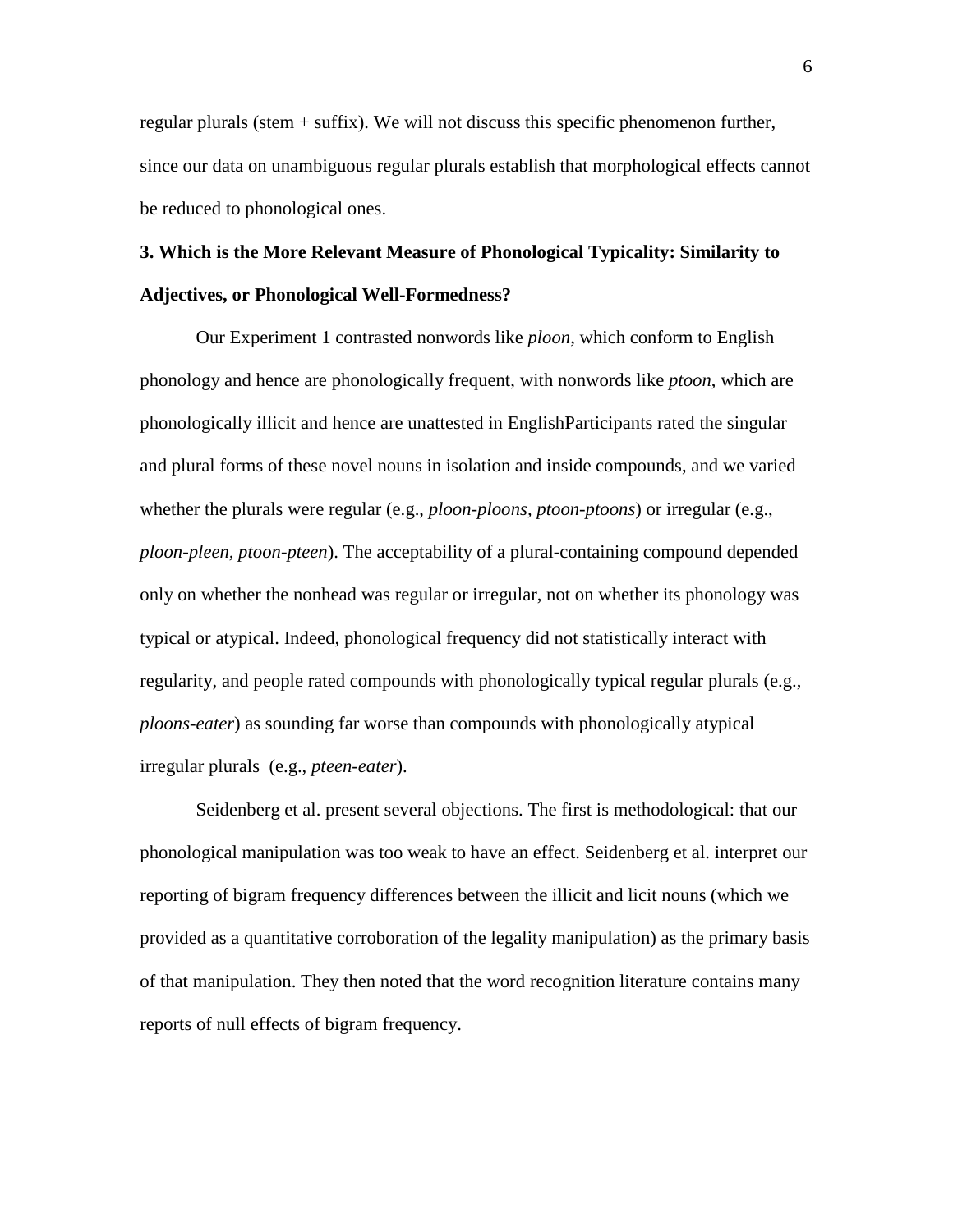regular plurals (stem + suffix). We will not discuss this specific phenomenon further, since our data on unambiguous regular plurals establish that morphological effects cannot be reduced to phonological ones.

## 3. Which is the More Relevant Measure of Phonological Typicality: Similarity to Adjectives, or Phonological Well-Formedness?

Our Experiment 1 contrasted nonwords like *ploon*, which conform to English phonology and hence are phonologically frequent, with nonwords like *ptoon*, which are phonologically illicit and hence are unattested in EnglishParticipants rated the singular and plural forms of these novel nouns in isolation and inside compounds, and we varied whether the plurals were regular (e.g., *ploon-ploons, ptoon-ptoons*) or irregular (e.g., *ploon-pleen, ptoon-pteen*). The acceptability of a plural-containing compound depended only on whether the nonhead was regular or irregular, not on whether its phonology was typical or atypical. Indeed, phonological frequency did not statistically interact with regularity, and people rated compounds with phonologically typical regular plurals (e.g., *ploons-eater*) as sounding far worse than compounds with phonologically atypical irregular plurals (e.g., *pteen-eater*).

Seidenberg et al. present several objections. The first is methodological: that our phonological manipulation was too weak to have an effect. Seidenberg et al. interpret our reporting of bigram frequency differences between the illicit and licit nouns (which we provided as a quantitative corroboration of the legality manipulation) as the primary basis of that manipulation. They then noted that the word recognition literature contains many reports of null effects of bigram frequency.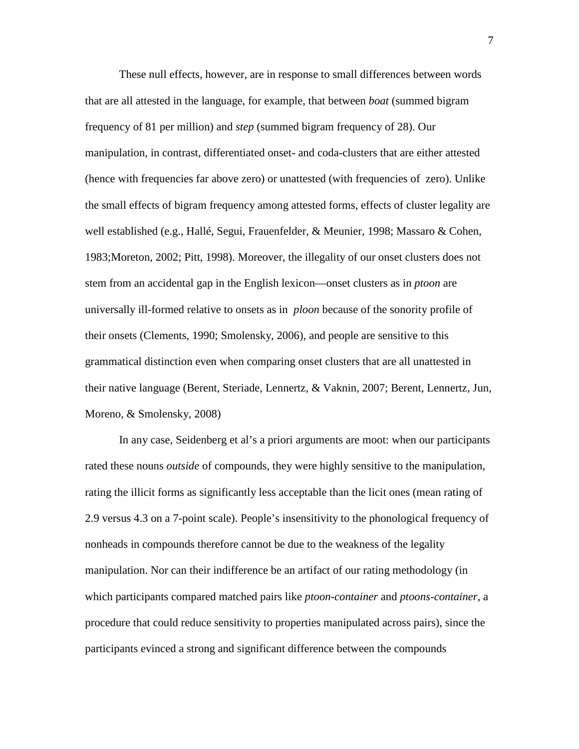These null effects, however, are in response to small differences between words that are all attested in the language, for example, that between *boat* (summed bigram frequency of 81 per million) and *step* (summed bigram frequency of 28). Our manipulation, in contrast, differentiated onset- and coda-clusters that are either attested (hence with frequencies far above zero) or unattested (with frequencies of zero). Unlike the small effects of bigram frequency among attested forms, effects of cluster legality are well established (e.g., Hallé, Segui, Frauenfelder, & Meunier, 1998; Massaro & Cohen, 1983;Moreton, 2002; Pitt, 1998). Moreover, the illegality of our onset clusters does not stem from an accidental gap in the English lexicon—onset clusters as in *ptoon* are universally ill-formed relative to onsets as in *ploon* because of the sonority profile of their onsets (Clements, 1990; Smolensky, 2006), and people are sensitive to this grammatical distinction even when comparing onset clusters that are all unattested in their native language (Berent, Steriade, Lennertz, & Vaknin, 2007; Berent, Lennertz, Jun, Moreno, & Smolensky, 2008)

In any case, Seidenberg et al's a priori arguments are moot: when our participants rated these nouns *outside* of compounds, they were highly sensitive to the manipulation, rating the illicit forms as significantly less acceptable than the licit ones (mean rating of 2.9 versus 4.3 on a 7-point scale). People's insensitivity to the phonological frequency of nonheads in compounds therefore cannot be due to the weakness of the legality manipulation. Nor can their indifference be an artifact of our rating methodology (in which participants compared matched pairs like *ptoon-container* and *ptoons-container*, a procedure that could reduce sensitivity to properties manipulated across pairs), since the participants evinced a strong and significant difference between the compounds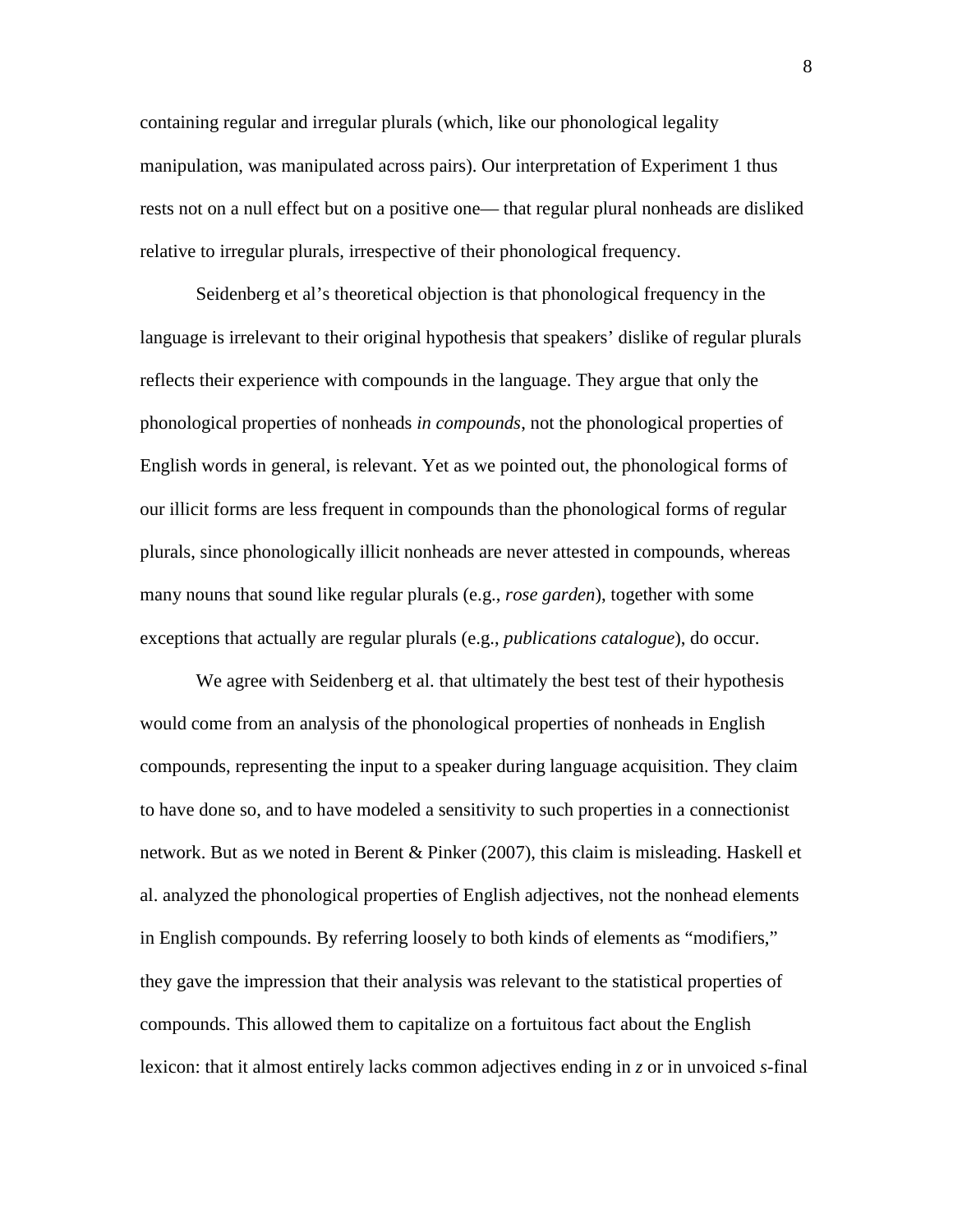containing regular and irregular plurals (which, like our phonological legality manipulation, was manipulated across pairs). Our interpretation of Experiment 1 thus rests not on a null effect but on a positive one— that regular plural nonheads are disliked relative to irregular plurals, irrespective of their phonological frequency.

Seidenberg et al's theoretical objection is that phonological frequency in the language is irrelevant to their original hypothesis that speakers' dislike of regular plurals reflects their experience with compounds in the language. They argue that only the phonological properties of nonheads *in compounds*, not the phonological properties of English words in general, is relevant. Yet as we pointed out, the phonological forms of our illicit forms are less frequent in compounds than the phonological forms of regular plurals, since phonologically illicit nonheads are never attested in compounds, whereas many nouns that sound like regular plurals (e.g., *rose garden*), together with some exceptions that actually are regular plurals (e.g., *publications catalogue*), do occur.

We agree with Seidenberg et al. that ultimately the best test of their hypothesis would come from an analysis of the phonological properties of nonheads in English compounds, representing the input to a speaker during language acquisition. They claim to have done so, and to have modeled a sensitivity to such properties in a connectionist network. But as we noted in Berent & Pinker (2007), this claim is misleading. Haskell et al. analyzed the phonological properties of English adjectives, not the nonhead elements in English compounds. By referring loosely to both kinds of elements as "modifiers," they gave the impression that their analysis was relevant to the statistical properties of compounds. This allowed them to capitalize on a fortuitous fact about the English lexicon: that it almost entirely lacks common adjectives ending in *z* or in unvoiced *s*-final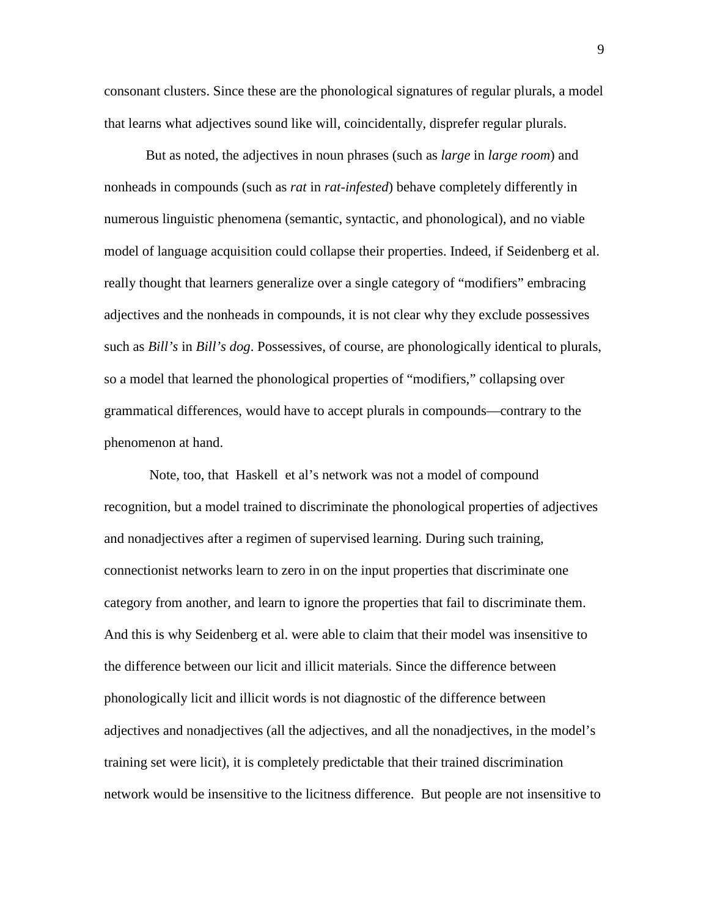consonant clusters. Since these are the phonological signatures of regular plurals, a model that learns what adjectives sound like will, coincidentally, disprefer regular plurals.

But as noted, the adjectives in noun phrases (such as *large* in *large room*) and nonheads in compounds (such as *rat* in *rat-infested*) behave completely differently in numerous linguistic phenomena (semantic, syntactic, and phonological), and no viable model of language acquisition could collapse their properties. Indeed, if Seidenberg et al. really thought that learners generalize over a single category of "modifiers" embracing adjectives and the nonheads in compounds, it is not clear why they exclude possessives such as *Bill's* in *Bill's dog*. Possessives, of course, are phonologically identical to plurals, so a model that learned the phonological properties of "modifiers," collapsing over grammatical differences, would have to accept plurals in compounds—contrary to the phenomenon at hand.

Note, too, that Haskell et al's network was not a model of compound recognition, but a model trained to discriminate the phonological properties of adjectives and nonadjectives after a regimen of supervised learning. During such training, connectionist networks learn to zero in on the input properties that discriminate one category from another, and learn to ignore the properties that fail to discriminate them. And this is why Seidenberg et al. were able to claim that their model was insensitive to the difference between our licit and illicit materials. Since the difference between phonologically licit and illicit words is not diagnostic of the difference between adjectives and nonadjectives (all the adjectives, and all the nonadjectives, in the model's training set were licit), it is completely predictable that their trained discrimination network would be insensitive to the licitness difference. But people are not insensitive to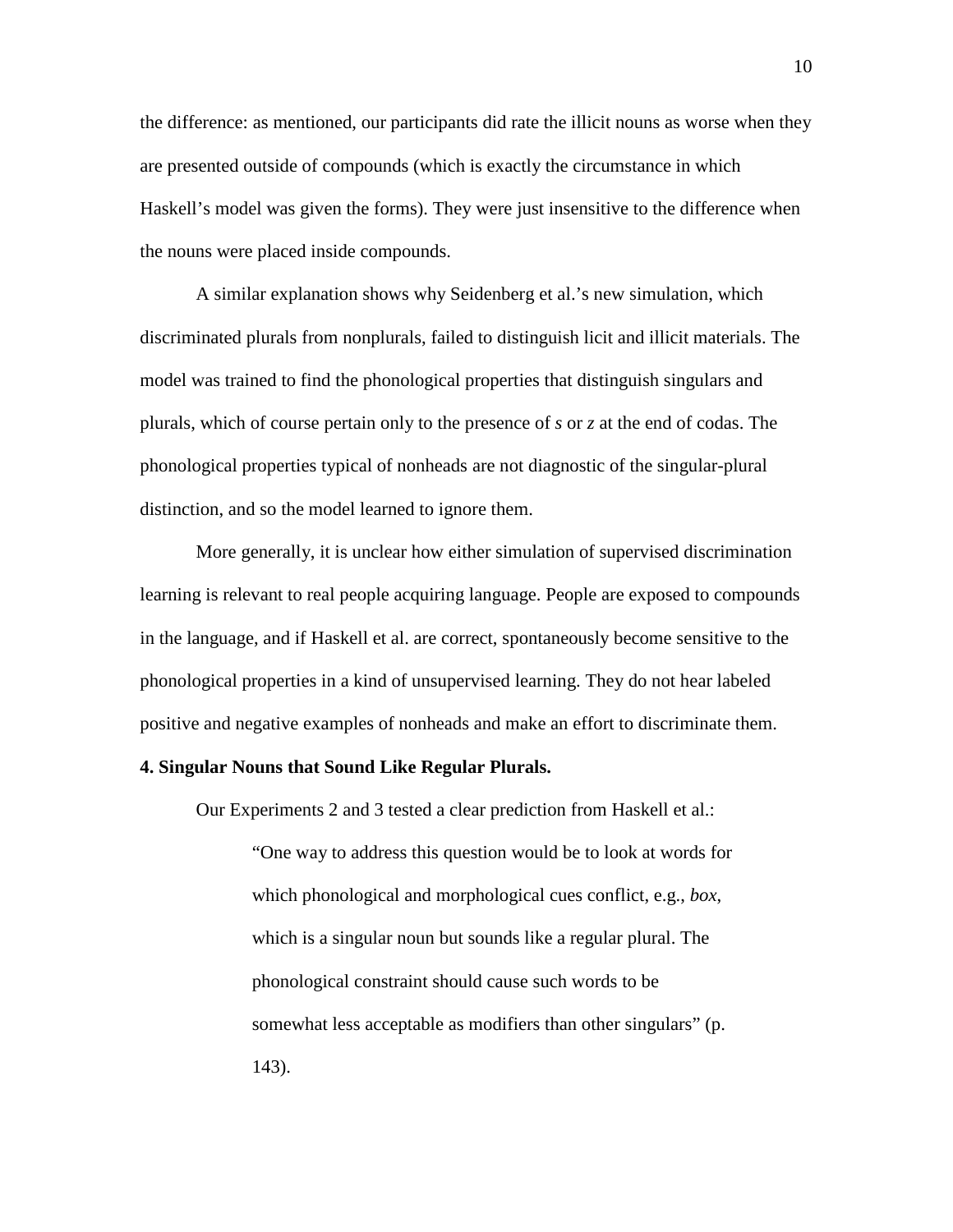the difference: as mentioned, our participants did rate the illicit nouns as worse when they are presented outside of compounds (which is exactly the circumstance in which Haskell's model was given the forms). They were just insensitive to the difference when the nouns were placed inside compounds.

A similar explanation shows why Seidenberg et al.'s new simulation, which discriminated plurals from nonplurals, failed to distinguish licit and illicit materials. The model was trained to find the phonological properties that distinguish singulars and plurals, which of course pertain only to the presence of *s* or *z* at the end of codas. The phonological properties typical of nonheads are not diagnostic of the singular-plural distinction, and so the model learned to ignore them.

More generally, it is unclear how either simulation of supervised discrimination learning is relevant to real people acquiring language. People are exposed to compounds in the language, and if Haskell et al. are correct, spontaneously become sensitive to the phonological properties in a kind of unsupervised learning. They do not hear labeled positive and negative examples of nonheads and make an effort to discriminate them.

**4. Singular Nouns that Sound Like Regular Plurals.**

Our Experiments 2 and 3 tested a clear prediction from Haskell et al.:

> "One way to address this question would be to look at words for which phonological and morphological cues conflict, e.g., *box*, which is a singular noun but sounds like a regular plural. The phonological constraint should cause such words to be somewhat less acceptable as modifiers than other singulars" (p. 143).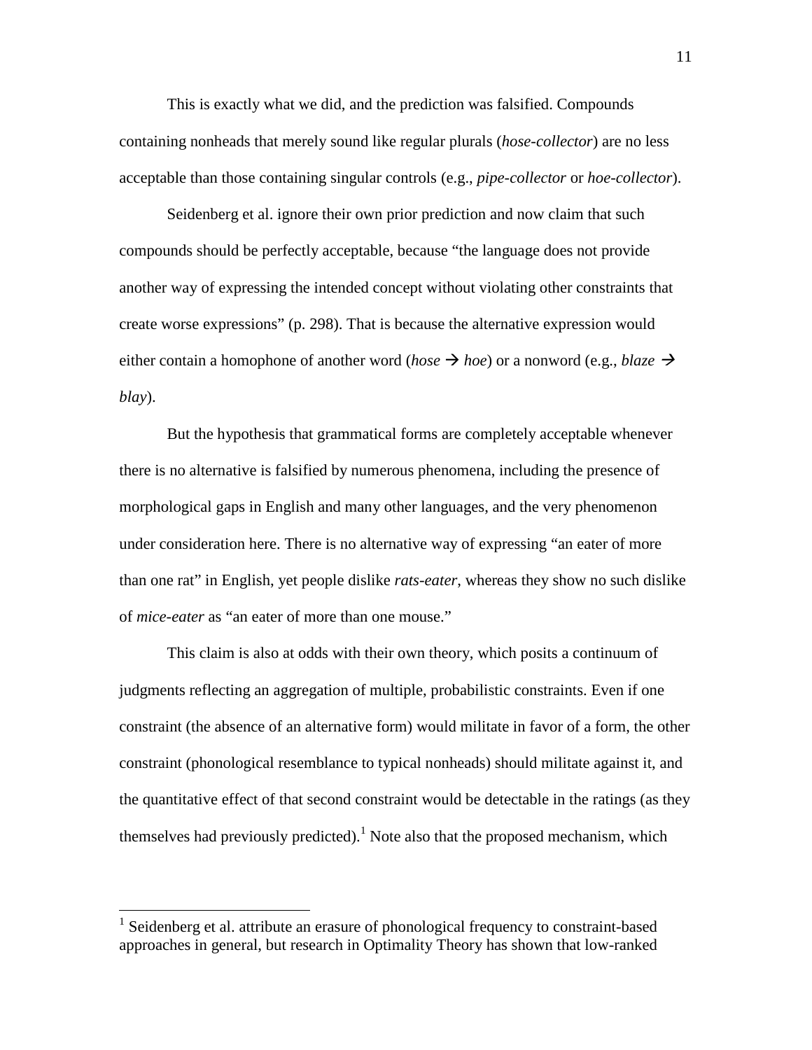This is exactly what we did, and the prediction was falsified. Compounds containing nonheads that merely sound like regular plurals (*hose-collector*) are no less acceptable than those containing singular controls (e.g., *pipe-collector* or *hoe-collector*).

Seidenberg et al. ignore their own prior prediction and now claim that such compounds should be perfectly acceptable, because "the language does not provide another way of expressing the intended concept without violating other constraints that create worse expressions" (p. 298). That is because the alternative expression would either contain a homophone of another word (*hose* → *hoe*) or a nonword (e.g., *blaze* → *blay*).

But the hypothesis that grammatical forms are completely acceptable whenever there is no alternative is falsified by numerous phenomena, including the presence of morphological gaps in English and many other languages, and the very phenomenon under consideration here. There is no alternative way of expressing "an eater of more than one rat" in English, yet people dislike *rats-eater*, whereas they show no such dislike of *mice-eater* as "an eater of more than one mouse."

This claim is also at odds with their own theory, which posits a continuum of judgments reflecting an aggregation of multiple, probabilistic constraints. Even if one constraint (the absence of an alternative form) would militate in favor of a form, the other constraint (phonological resemblance to typical nonheads) should militate against it, and the quantitative effect of that second constraint would be detectable in the ratings (as they themselves had previously predicted).[1] Note also that the proposed mechanism, which

[1] Seidenberg et al. attribute an erasure of phonological frequency to constraint-based approaches in general, but research in Optimality Theory has shown that low-ranked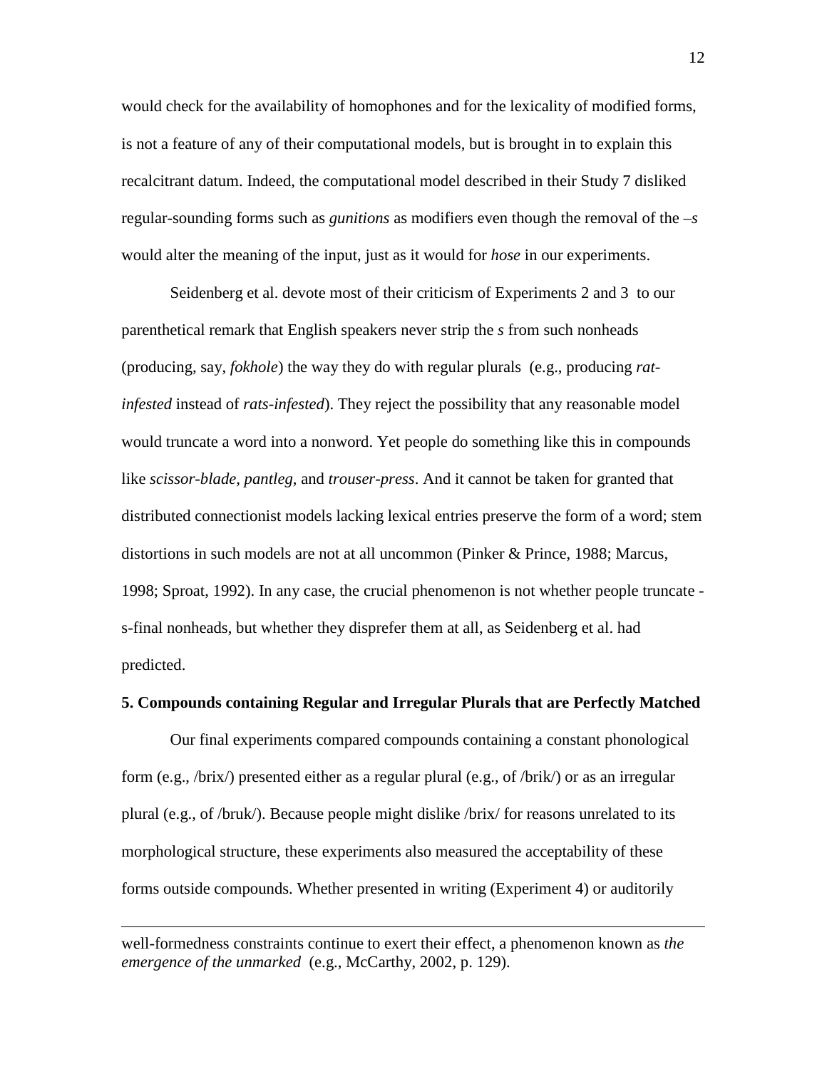would check for the availability of homophones and for the lexicality of modified forms, is not a feature of any of their computational models, but is brought in to explain this recalcitrant datum. Indeed, the computational model described in their Study 7 disliked regular-sounding forms such as *gunitions* as modifiers even though the removal of the *–s* would alter the meaning of the input, just as it would for *hose* in our experiments.

Seidenberg et al. devote most of their criticism of Experiments 2 and 3 to our parenthetical remark that English speakers never strip the *s* from such nonheads (producing, say, *fokhole*) the way they do with regular plurals (e.g., producing *rat-infested* instead of *rats-infested*). They reject the possibility that any reasonable model would truncate a word into a nonword. Yet people do something like this in compounds like *scissor-blade, pantleg*, and *trouser-press*. And it cannot be taken for granted that distributed connectionist models lacking lexical entries preserve the form of a word; stem distortions in such models are not at all uncommon (Pinker & Prince, 1988; Marcus, 1998; Sproat, 1992). In any case, the crucial phenomenon is not whether people truncate -s-final nonheads, but whether they disprefer them at all, as Seidenberg et al. had predicted.

**5. Compounds containing Regular and Irregular Plurals that are Perfectly Matched**

Our final experiments compared compounds containing a constant phonological form (e.g., /brix/) presented either as a regular plural (e.g., of /brik/) or as an irregular plural (e.g., of /bruk/). Because people might dislike /brix/ for reasons unrelated to its morphological structure, these experiments also measured the acceptability of these forms outside compounds. Whether presented in writing (Experiment 4) or auditorily

---

well-formedness constraints continue to exert their effect, a phenomenon known as *the emergence of the unmarked* (e.g., McCarthy, 2002, p. 129).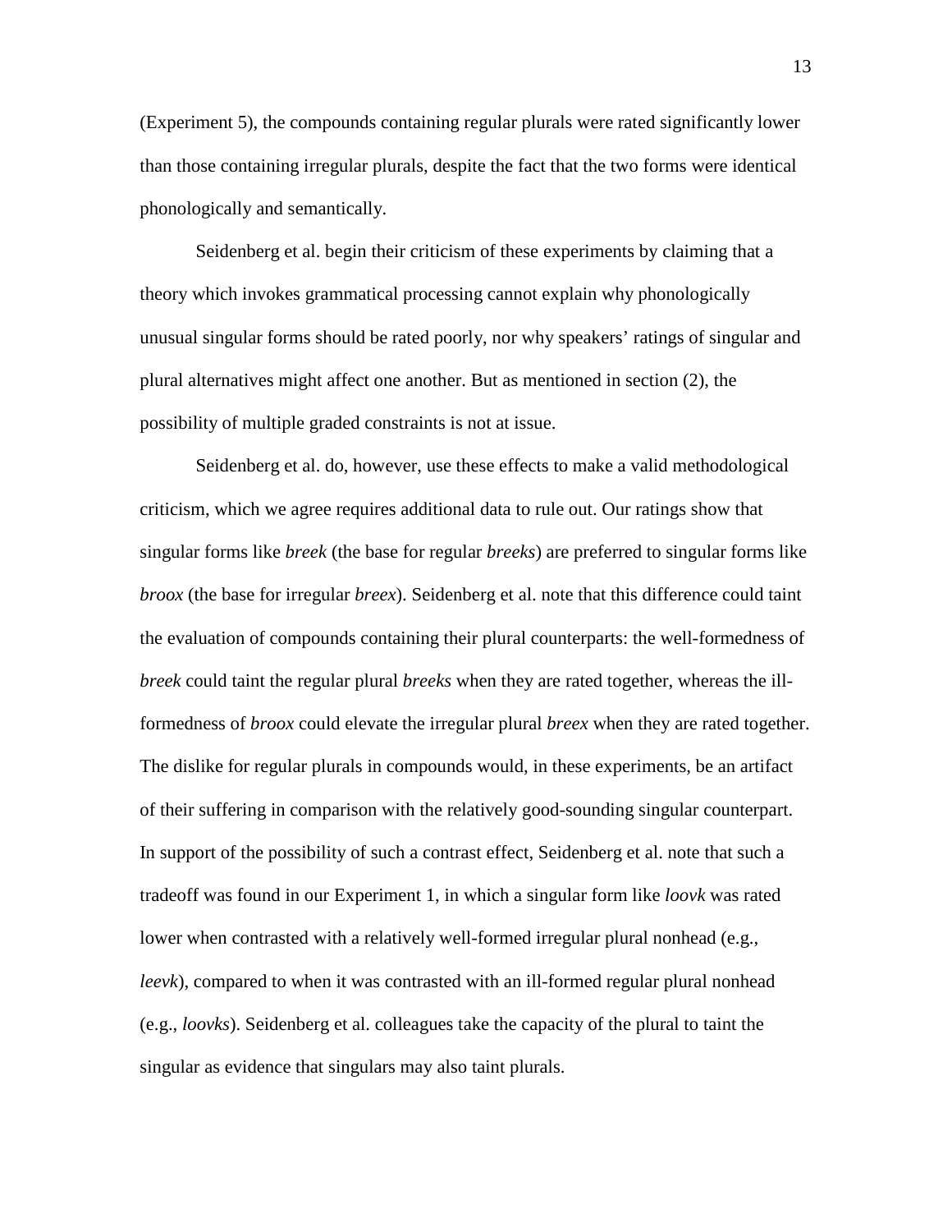(Experiment 5), the compounds containing regular plurals were rated significantly lower than those containing irregular plurals, despite the fact that the two forms were identical phonologically and semantically.

Seidenberg et al. begin their criticism of these experiments by claiming that a theory which invokes grammatical processing cannot explain why phonologically unusual singular forms should be rated poorly, nor why speakers' ratings of singular and plural alternatives might affect one another. But as mentioned in section (2), the possibility of multiple graded constraints is not at issue.

Seidenberg et al. do, however, use these effects to make a valid methodological criticism, which we agree requires additional data to rule out. Our ratings show that singular forms like *breek* (the base for regular *breeks*) are preferred to singular forms like *broox* (the base for irregular *breex*). Seidenberg et al. note that this difference could taint the evaluation of compounds containing their plural counterparts: the well-formedness of *breek* could taint the regular plural *breeks* when they are rated together, whereas the ill-formedness of *broox* could elevate the irregular plural *breex* when they are rated together. The dislike for regular plurals in compounds would, in these experiments, be an artifact of their suffering in comparison with the relatively good-sounding singular counterpart. In support of the possibility of such a contrast effect, Seidenberg et al. note that such a tradeoff was found in our Experiment 1, in which a singular form like *loovk* was rated lower when contrasted with a relatively well-formed irregular plural nonhead (e.g., *leevk*), compared to when it was contrasted with an ill-formed regular plural nonhead (e.g., *loovks*). Seidenberg et al. colleagues take the capacity of the plural to taint the singular as evidence that singulars may also taint plurals.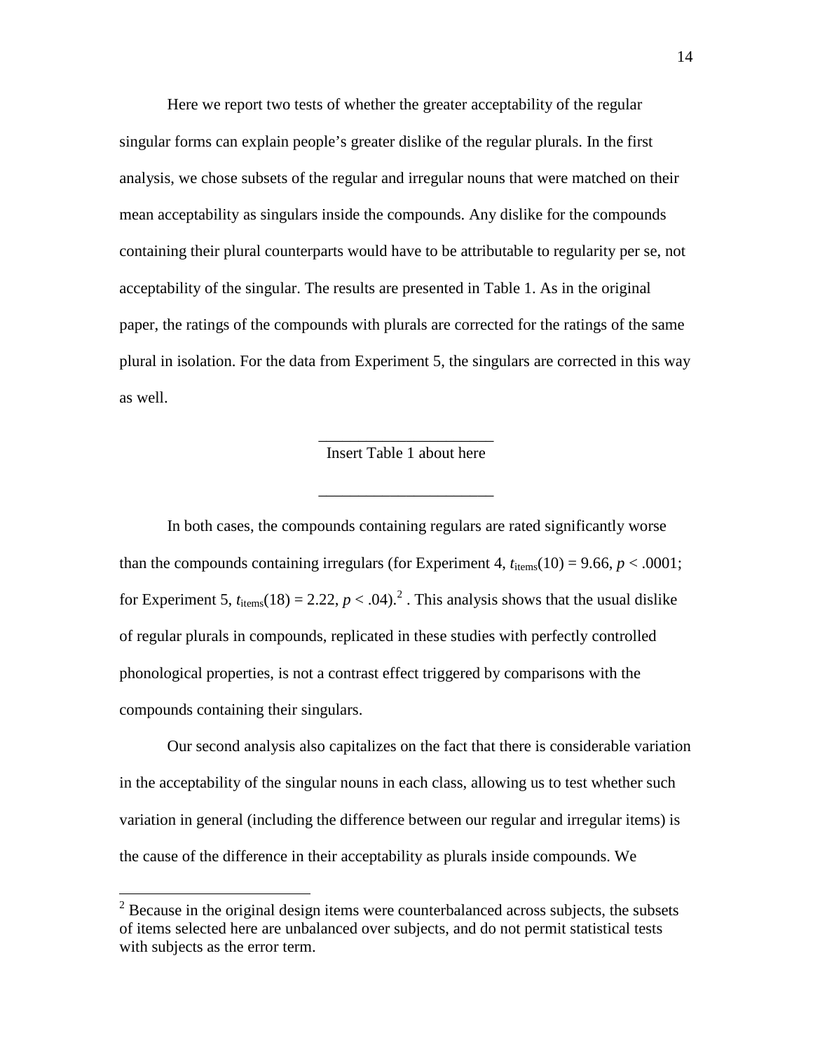Here we report two tests of whether the greater acceptability of the regular singular forms can explain people's greater dislike of the regular plurals. In the first analysis, we chose subsets of the regular and irregular nouns that were matched on their mean acceptability as singulars inside the compounds. Any dislike for the compounds containing their plural counterparts would have to be attributable to regularity per se, not acceptability of the singular. The results are presented in Table 1. As in the original paper, the ratings of the compounds with plurals are corrected for the ratings of the same plural in isolation. For the data from Experiment 5, the singulars are corrected in this way as well.

---

Insert Table 1 about here

---

In both cases, the compounds containing regulars are rated significantly worse than the compounds containing irregulars (for Experiment 4, $t_{\text{items}}(10) = 9.66$, $p < .0001$; for Experiment 5, $t_{\text{items}}(18) = 2.22$, $p < .04$).[2] . This analysis shows that the usual dislike of regular plurals in compounds, replicated in these studies with perfectly controlled phonological properties, is not a contrast effect triggered by comparisons with the compounds containing their singulars.

Our second analysis also capitalizes on the fact that there is considerable variation in the acceptability of the singular nouns in each class, allowing us to test whether such variation in general (including the difference between our regular and irregular items) is the cause of the difference in their acceptability as plurals inside compounds. We

[2] Because in the original design items were counterbalanced across subjects, the subsets of items selected here are unbalanced over subjects, and do not permit statistical tests with subjects as the error term.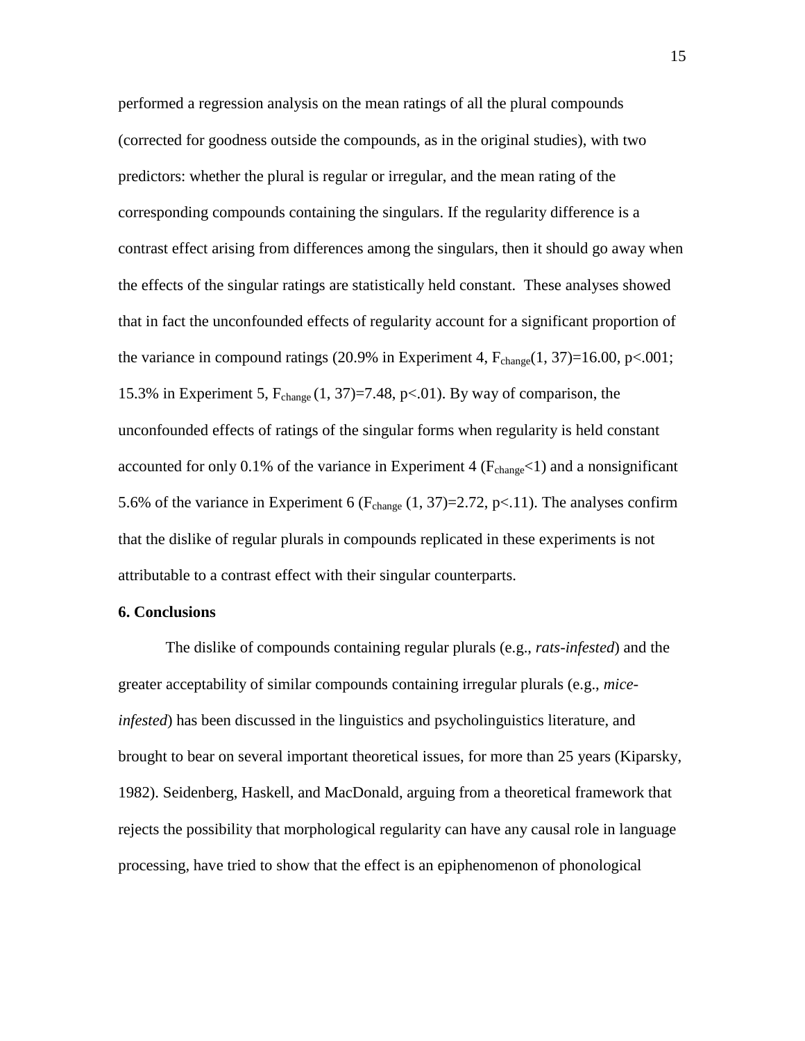performed a regression analysis on the mean ratings of all the plural compounds (corrected for goodness outside the compounds, as in the original studies), with two predictors: whether the plural is regular or irregular, and the mean rating of the corresponding compounds containing the singulars. If the regularity difference is a contrast effect arising from differences among the singulars, then it should go away when the effects of the singular ratings are statistically held constant. These analyses showed that in fact the unconfounded effects of regularity account for a significant proportion of the variance in compound ratings (20.9% in Experiment 4, $F_{change}(1, 37)=16.00$, $p<.001$; 15.3% in Experiment 5, $F_{change}(1, 37)=7.48$, $p<.01$). By way of comparison, the unconfounded effects of ratings of the singular forms when regularity is held constant accounted for only 0.1% of the variance in Experiment 4 ($F_{change}<1$) and a nonsignificant 5.6% of the variance in Experiment 6 ($F_{change}(1, 37)=2.72$, $p<.11$). The analyses confirm that the dislike of regular plurals in compounds replicated in these experiments is not attributable to a contrast effect with their singular counterparts.

**6. Conclusions**

The dislike of compounds containing regular plurals (e.g., *rats-infested*) and the greater acceptability of similar compounds containing irregular plurals (e.g., *mice-infested*) has been discussed in the linguistics and psycholinguistics literature, and brought to bear on several important theoretical issues, for more than 25 years (Kiparsky, 1982). Seidenberg, Haskell, and MacDonald, arguing from a theoretical framework that rejects the possibility that morphological regularity can have any causal role in language processing, have tried to show that the effect is an epiphenomenon of phonological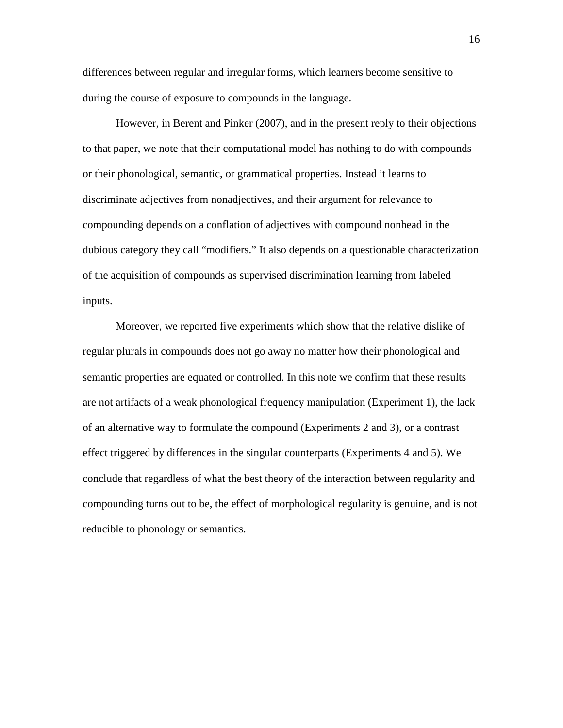differences between regular and irregular forms, which learners become sensitive to during the course of exposure to compounds in the language.

However, in Berent and Pinker (2007), and in the present reply to their objections to that paper, we note that their computational model has nothing to do with compounds or their phonological, semantic, or grammatical properties. Instead it learns to discriminate adjectives from nonadjectives, and their argument for relevance to compounding depends on a conflation of adjectives with compound nonhead in the dubious category they call "modifiers." It also depends on a questionable characterization of the acquisition of compounds as supervised discrimination learning from labeled inputs.

Moreover, we reported five experiments which show that the relative dislike of regular plurals in compounds does not go away no matter how their phonological and semantic properties are equated or controlled. In this note we confirm that these results are not artifacts of a weak phonological frequency manipulation (Experiment 1), the lack of an alternative way to formulate the compound (Experiments 2 and 3), or a contrast effect triggered by differences in the singular counterparts (Experiments 4 and 5). We conclude that regardless of what the best theory of the interaction between regularity and compounding turns out to be, the effect of morphological regularity is genuine, and is not reducible to phonology or semantics.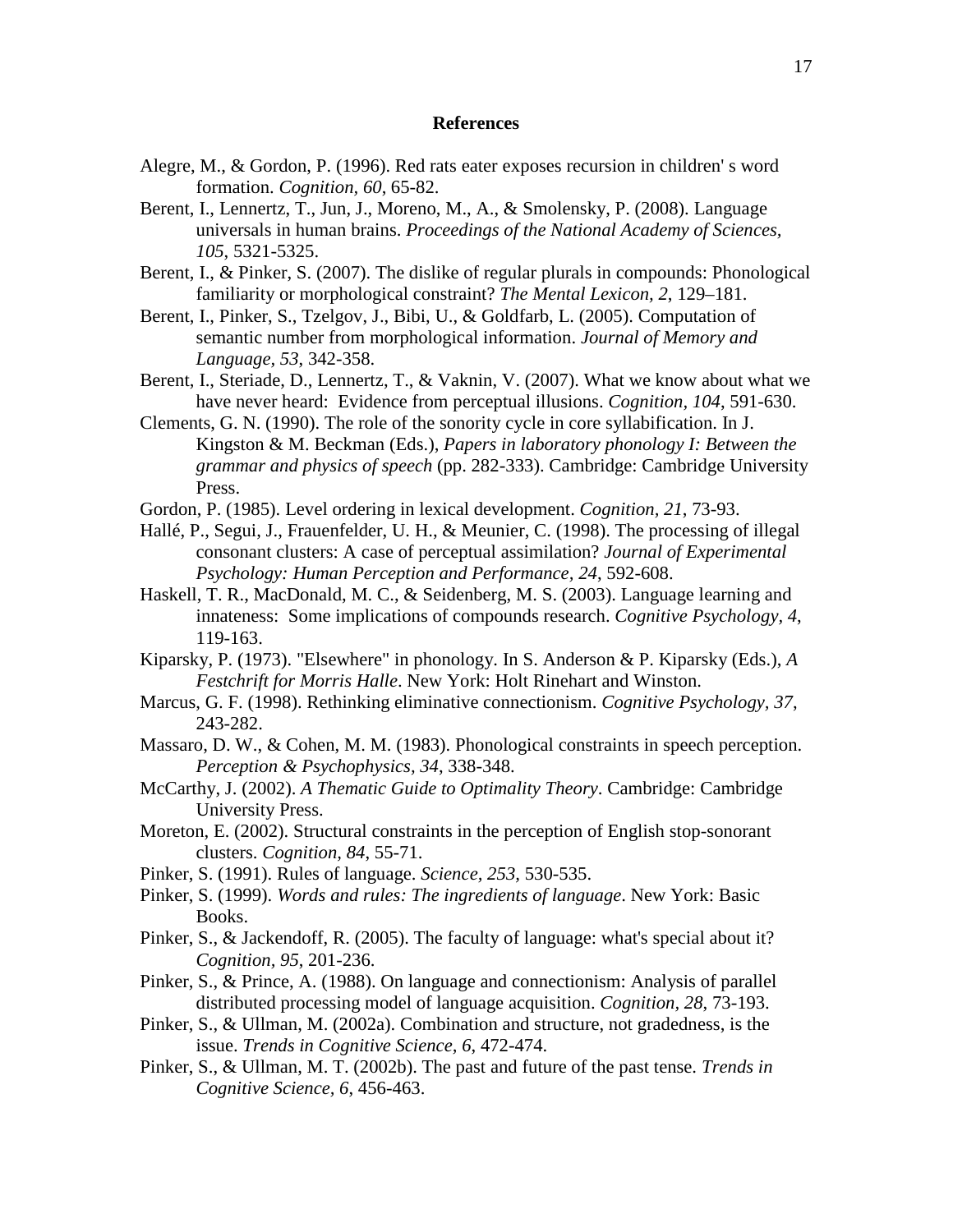## References

Alegre, M., & Gordon, P. (1996). Red rats eater exposes recursion in children' s word formation. *Cognition, 60*, 65-82.

Berent, I., Lennertz, T., Jun, J., Moreno, M., A., & Smolensky, P. (2008). Language universals in human brains. *Proceedings of the National Academy of Sciences, 105*, 5321-5325.

Berent, I., & Pinker, S. (2007). The dislike of regular plurals in compounds: Phonological familiarity or morphological constraint? *The Mental Lexicon, 2*, 129–181.

Berent, I., Pinker, S., Tzelgov, J., Bibi, U., & Goldfarb, L. (2005). Computation of semantic number from morphological information. *Journal of Memory and Language, 53*, 342-358.

Berent, I., Steriade, D., Lennertz, T., & Vaknin, V. (2007). What we know about what we have never heard: Evidence from perceptual illusions. *Cognition, 104*, 591-630.

Clements, G. N. (1990). The role of the sonority cycle in core syllabification. In J. Kingston & M. Beckman (Eds.), *Papers in laboratory phonology I: Between the grammar and physics of speech* (pp. 282-333). Cambridge: Cambridge University Press.

Gordon, P. (1985). Level ordering in lexical development. *Cognition, 21*, 73-93.

Hallé, P., Segui, J., Frauenfelder, U. H., & Meunier, C. (1998). The processing of illegal consonant clusters: A case of perceptual assimilation? *Journal of Experimental Psychology: Human Perception and Performance, 24*, 592-608.

Haskell, T. R., MacDonald, M. C., & Seidenberg, M. S. (2003). Language learning and innateness: Some implications of compounds research. *Cognitive Psychology, 4*, 119-163.

Kiparsky, P. (1973). "Elsewhere" in phonology. In S. Anderson & P. Kiparsky (Eds.), *A Festchrift for Morris Halle*. New York: Holt Rinehart and Winston.

Marcus, G. F. (1998). Rethinking eliminative connectionism. *Cognitive Psychology, 37*, 243-282.

Massaro, D. W., & Cohen, M. M. (1983). Phonological constraints in speech perception. *Perception & Psychophysics, 34*, 338-348.

McCarthy, J. (2002). *A Thematic Guide to Optimality Theory*. Cambridge: Cambridge University Press.

Moreton, E. (2002). Structural constraints in the perception of English stop-sonorant clusters. *Cognition, 84*, 55-71.

Pinker, S. (1991). Rules of language. *Science, 253*, 530-535.

Pinker, S. (1999). *Words and rules: The ingredients of language*. New York: Basic Books.

Pinker, S., & Jackendoff, R. (2005). The faculty of language: what's special about it? *Cognition, 95*, 201-236.

Pinker, S., & Prince, A. (1988). On language and connectionism: Analysis of parallel distributed processing model of language acquisition. *Cognition, 28*, 73-193.

Pinker, S., & Ullman, M. (2002a). Combination and structure, not gradedness, is the issue. *Trends in Cognitive Science, 6*, 472-474.

Pinker, S., & Ullman, M. T. (2002b). The past and future of the past tense. *Trends in Cognitive Science, 6*, 456-463.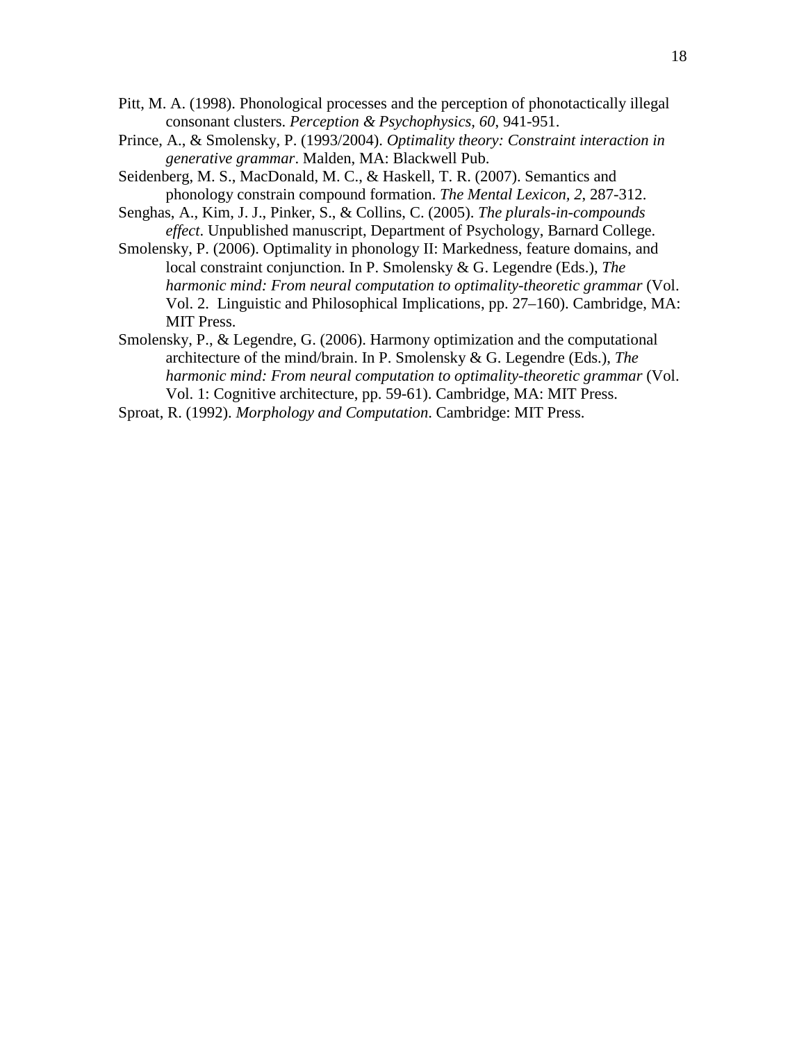Pitt, M. A. (1998). Phonological processes and the perception of phonotactically illegal consonant clusters. *Perception & Psychophysics, 60*, 941-951.

Prince, A., & Smolensky, P. (1993/2004). *Optimality theory: Constraint interaction in generative grammar*. Malden, MA: Blackwell Pub.

Seidenberg, M. S., MacDonald, M. C., & Haskell, T. R. (2007). Semantics and phonology constrain compound formation. *The Mental Lexicon, 2*, 287-312.

Senghas, A., Kim, J. J., Pinker, S., & Collins, C. (2005). *The plurals-in-compounds effect*. Unpublished manuscript, Department of Psychology, Barnard College.

Smolensky, P. (2006). Optimality in phonology II: Markedness, feature domains, and local constraint conjunction. In P. Smolensky & G. Legendre (Eds.), *The harmonic mind: From neural computation to optimality-theoretic grammar* (Vol. Vol. 2. Linguistic and Philosophical Implications, pp. 27–160). Cambridge, MA: MIT Press.

Smolensky, P., & Legendre, G. (2006). Harmony optimization and the computational architecture of the mind/brain. In P. Smolensky & G. Legendre (Eds.), *The harmonic mind: From neural computation to optimality-theoretic grammar* (Vol. Vol. 1: Cognitive architecture, pp. 59-61). Cambridge, MA: MIT Press.

Sproat, R. (1992). *Morphology and Computation*. Cambridge: MIT Press.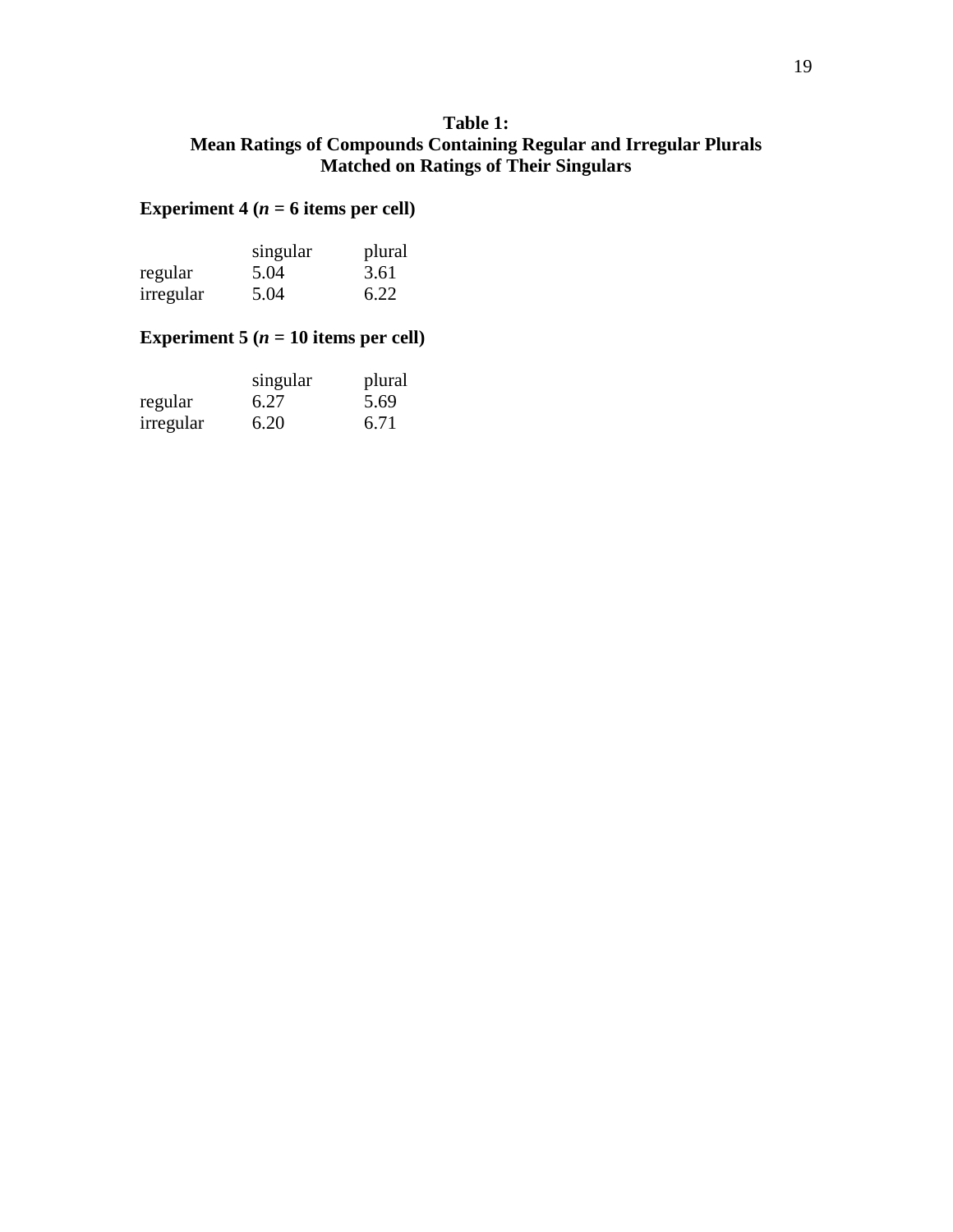**Table 1:**
**Mean Ratings of Compounds Containing Regular and Irregular Plurals Matched on Ratings of Their Singulars**

**Experiment 4 (*n* = 6 items per cell)**

| | singular | plural |
|---|---|---|
| regular | 5.04 | 3.61 |
| irregular | 5.04 | 6.22 |

**Experiment 5 (*n* = 10 items per cell)**

| | singular | plural |
|---|---|---|
| regular | 6.27 | 5.69 |
| irregular | 6.20 | 6.71 |